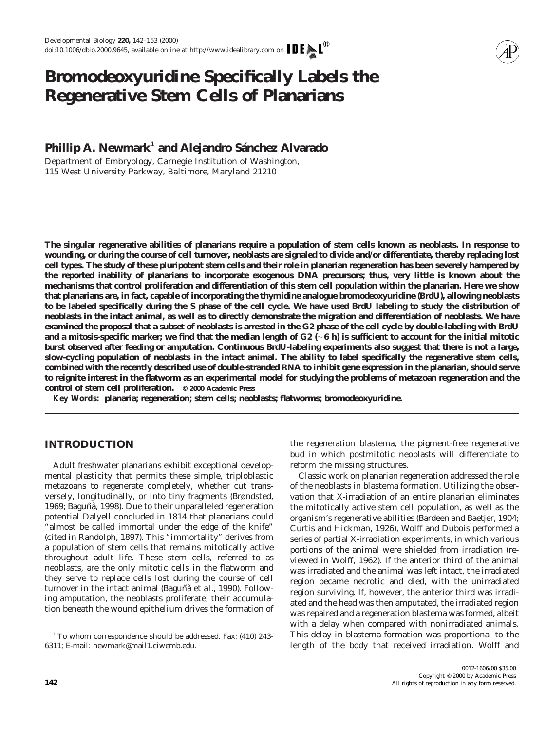# Bromodeoxyuridine Specifically Labels the Regenerative Stem Cells of Planarians

## Phillip A. Newmark[1] and Alejandro Sánchez Alvarado

*Department of Embryology, Carnegie Institution of Washington, 115 West University Parkway, Baltimore, Maryland 21210*

**The singular regenerative abilities of planarians require a population of stem cells known as neoblasts. In response to wounding, or during the course of cell turnover, neoblasts are signaled to divide and/or differentiate, thereby replacing lost cell types. The study of these pluripotent stem cells and their role in planarian regeneration has been severely hampered by the reported inability of planarians to incorporate exogenous DNA precursors; thus, very little is known about the mechanisms that control proliferation and differentiation of this stem cell population within the planarian. Here we show that planarians are, in fact, capable of incorporating the thymidine analogue bromodeoxyuridine (BrdU), allowing neoblasts to be labeled specifically during the S phase of the cell cycle. We have used BrdU labeling to study the distribution of neoblasts in the intact animal, as well as to directly demonstrate the migration and differentiation of neoblasts. We have examined the proposal that a subset of neoblasts is arrested in the G2 phase of the cell cycle by double-labeling with BrdU and a mitosis-specific marker; we find that the median length of G2 (~6 h) is sufficient to account for the initial mitotic burst observed after feeding or amputation. Continuous BrdU-labeling experiments also suggest that there is not a large, slow-cycling population of neoblasts in the intact animal. The ability to label specifically the regenerative stem cells, combined with the recently described use of double-stranded RNA to inhibit gene expression in the planarian, should serve to reignite interest in the flatworm as an experimental model for studying the problems of metazoan regeneration and the control of stem cell proliferation.** © 2000 Academic Press

*Key Words:* **planaria; regeneration; stem cells; neoblasts; flatworms; bromodeoxyuridine.**

## INTRODUCTION

Adult freshwater planarians exhibit exceptional developmental plasticity that permits these simple, triploblastic metazoans to regenerate completely, whether cut transversely, longitudinally, or into tiny fragments (Brøndsted, 1969; Baguñà, 1998). Due to their unparalleled regeneration potential Dalyell concluded in 1814 that planarians could "almost be called immortal under the edge of the knife" (cited in Randolph, 1897). This "immortality" derives from a population of stem cells that remains mitotically active throughout adult life. These stem cells, referred to as neoblasts, are the only mitotic cells in the flatworm and they serve to replace cells lost during the course of cell turnover in the intact animal (Baguñà et al., 1990). Following amputation, the neoblasts proliferate; their accumulation beneath the wound epithelium drives the formation of the regeneration blastema, the pigment-free regenerative bud in which postmitotic neoblasts will differentiate to reform the missing structures.

Classic work on planarian regeneration addressed the role of the neoblasts in blastema formation. Utilizing the observation that X-irradiation of an entire planarian eliminates the mitotically active stem cell population, as well as the organism's regenerative abilities (Bardeen and Baetjer, 1904; Curtis and Hickman, 1926), Wolff and Dubois performed a series of partial X-irradiation experiments, in which various portions of the animal were shielded from irradiation (reviewed in Wolff, 1962). If the anterior third of the animal was irradiated and the animal was left intact, the irradiated region became necrotic and died, with the unirradiated region surviving. If, however, the anterior third was irradiated and the head was then amputated, the irradiated region was repaired and a regeneration blastema was formed, albeit with a delay when compared with nonirradiated animals. This delay in blastema formation was proportional to the length of the body that received irradiation. Wolff and

[1] To whom correspondence should be addressed. Fax: (410) 243-6311; E-mail: newmark@mail1.ciwemb.edu.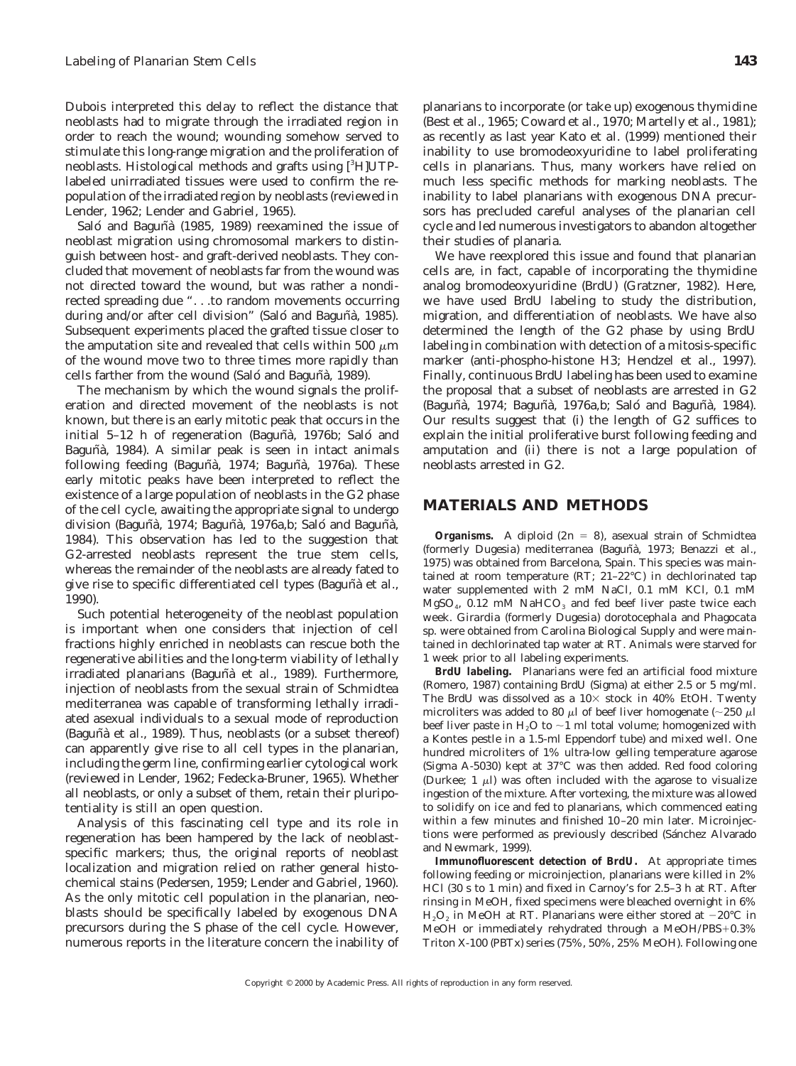Dubois interpreted this delay to reflect the distance that neoblasts had to migrate through the irradiated region in order to reach the wound; wounding somehow served to stimulate this long-range migration and the proliferation of neoblasts. Histological methods and grafts using [$^3$H]UTP-labeled unirradiated tissues were used to confirm the repopulation of the irradiated region by neoblasts (reviewed in Lender, 1962; Lender and Gabriel, 1965).

Saló and Baguñà (1985, 1989) reexamined the issue of neoblast migration using chromosomal markers to distinguish between host- and graft-derived neoblasts. They concluded that movement of neoblasts far from the wound was not directed toward the wound, but was rather a nondirected spreading due ". . .to random movements occurring during and/or after cell division" (Saló and Baguñà, 1985). Subsequent experiments placed the grafted tissue closer to the amputation site and revealed that cells within 500 $\mu$m of the wound move two to three times more rapidly than cells farther from the wound (Saló and Baguñà, 1989).

The mechanism by which the wound signals the proliferation and directed movement of the neoblasts is not known, but there is an early mitotic peak that occurs in the initial 5–12 h of regeneration (Baguñà, 1976b; Saló and Baguñà, 1984). A similar peak is seen in intact animals following feeding (Baguñà, 1974; Baguñà, 1976a). These early mitotic peaks have been interpreted to reflect the existence of a large population of neoblasts in the G2 phase of the cell cycle, awaiting the appropriate signal to undergo division (Baguñà, 1974; Baguñà, 1976a,b; Saló and Baguñà, 1984). This observation has led to the suggestion that G2-arrested neoblasts represent the true stem cells, whereas the remainder of the neoblasts are already fated to give rise to specific differentiated cell types (Baguñà et al., 1990).

Such potential heterogeneity of the neoblast population is important when one considers that injection of cell fractions highly enriched in neoblasts can rescue both the regenerative abilities and the long-term viability of lethally irradiated planarians (Baguñà et al., 1989). Furthermore, injection of neoblasts from the sexual strain of Schmidtea mediterranea was capable of transforming lethally irradiated asexual individuals to a sexual mode of reproduction (Baguñà et al., 1989). Thus, neoblasts (or a subset thereof) can apparently give rise to all cell types in the planarian, including the germ line, confirming earlier cytological work (reviewed in Lender, 1962; Fedecka-Bruner, 1965). Whether all neoblasts, or only a subset of them, retain their pluripotentiality is still an open question.

Analysis of this fascinating cell type and its role in regeneration has been hampered by the lack of neoblast-specific markers; thus, the original reports of neoblast localization and migration relied on rather general histochemical stains (Pedersen, 1959; Lender and Gabriel, 1960). As the only mitotic cell population in the planarian, neoblasts should be specifically labeled by exogenous DNA precursors during the S phase of the cell cycle. However, numerous reports in the literature concern the inability of planarians to incorporate (or take up) exogenous thymidine (Best et al., 1965; Coward et al., 1970; Martelly et al., 1981); as recently as last year Kato et al. (1999) mentioned their inability to use bromodeoxyuridine to label proliferating cells in planarians. Thus, many workers have relied on much less specific methods for marking neoblasts. The inability to label planarians with exogenous DNA precursors has precluded careful analyses of the planarian cell cycle and led numerous investigators to abandon altogether their studies of planaria.

We have reexplored this issue and found that planarian cells are, in fact, capable of incorporating the thymidine analog bromodeoxyuridine (BrdU) (Gratzner, 1982). Here, we have used BrdU labeling to study the distribution, migration, and differentiation of neoblasts. We have also determined the length of the G2 phase by using BrdU labeling in combination with detection of a mitosis-specific marker (anti-phospho-histone H3; Hendzel et al., 1997). Finally, continuous BrdU labeling has been used to examine the proposal that a subset of neoblasts are arrested in G2 (Baguñà, 1974; Baguñà, 1976a,b; Saló and Baguñà, 1984). Our results suggest that (i) the length of G2 suffices to explain the initial proliferative burst following feeding and amputation and (ii) there is not a large population of neoblasts arrested in G2.

## MATERIALS AND METHODS

**Organisms.** A diploid ($2n = 8$), asexual strain of Schmidtea (formerly Dugesia) mediterranea (Baguñà, 1973; Benazzi et al., 1975) was obtained from Barcelona, Spain. This species was maintained at room temperature (RT; 21–22°C) in dechlorinated tap water supplemented with 2 mM NaCl, 0.1 mM KCl, 0.1 mM $MgSO_4$, 0.12 mM $NaHCO_3$ and fed beef liver paste twice each week. Girardia (formerly Dugesia) dorotocephala and Phagocata sp. were obtained from Carolina Biological Supply and were maintained in dechlorinated tap water at RT. Animals were starved for 1 week prior to all labeling experiments.

**BrdU labeling.** Planarians were fed an artificial food mixture (Romero, 1987) containing BrdU (Sigma) at either 2.5 or 5 mg/ml. The BrdU was dissolved as a 10× stock in 40% EtOH. Twenty microliters was added to 80 $\mu$l of beef liver homogenate (~250 $\mu$l beef liver paste in $H_2O$ to ~1 ml total volume; homogenized with a Kontes pestle in a 1.5-ml Eppendorf tube) and mixed well. One hundred microliters of 1% ultra-low gelling temperature agarose (Sigma A-5030) kept at 37°C was then added. Red food coloring (Durkee; 1 $\mu$l) was often included with the agarose to visualize ingestion of the mixture. After vortexing, the mixture was allowed to solidify on ice and fed to planarians, which commenced eating within a few minutes and finished 10–20 min later. Microinjections were performed as previously described (Sánchez Alvarado and Newmark, 1999).

**Immunofluorescent detection of BrdU.** At appropriate times following feeding or microinjection, planarians were killed in 2% HCl (30 s to 1 min) and fixed in Carnoy's for 2.5–3 h at RT. After rinsing in MeOH, fixed specimens were bleached overnight in 6% $H_2O_2$ in MeOH at RT. Planarians were either stored at −20°C in MeOH or immediately rehydrated through a MeOH/PBS+0.3% Triton X-100 (PBTx) series (75%, 50%, 25% MeOH). Following one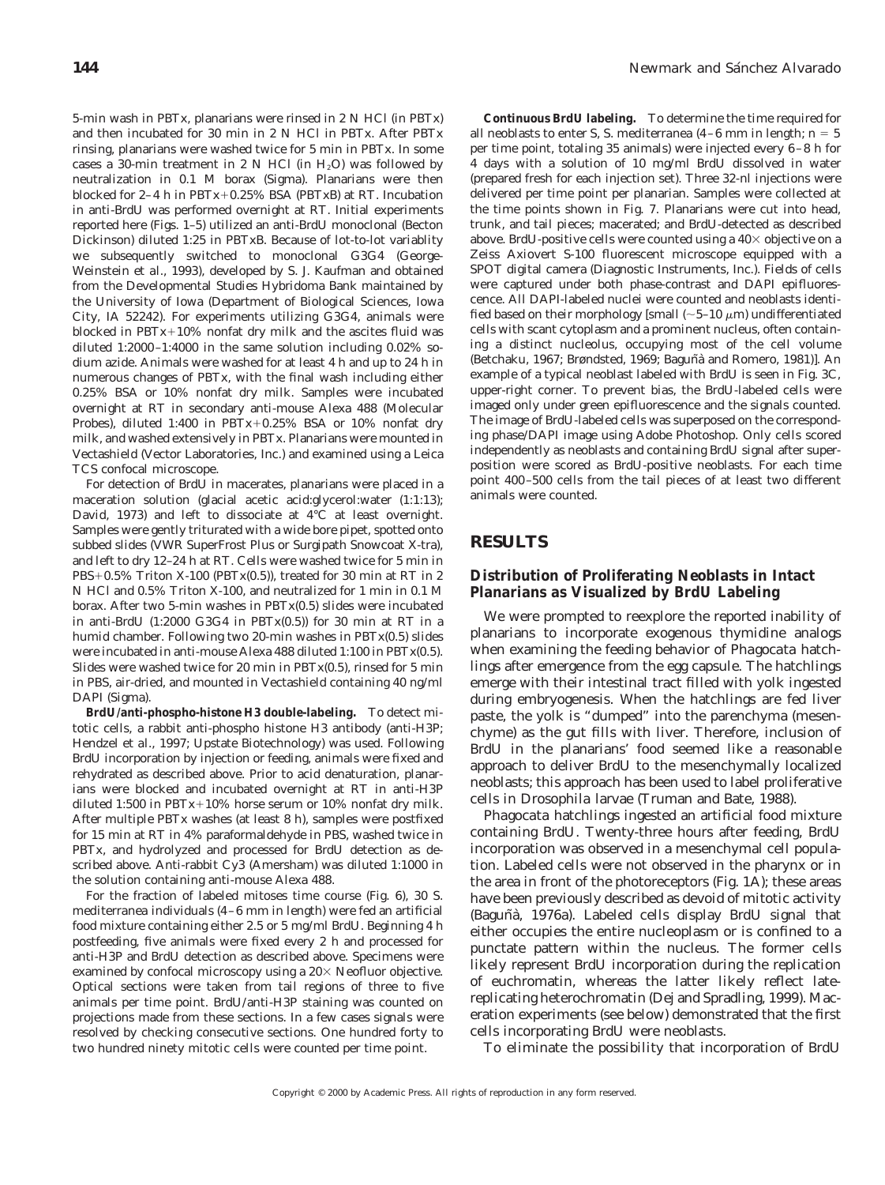5-min wash in PBTx, planarians were rinsed in 2 N HCl (in PBTx) and then incubated for 30 min in 2 N HCl in PBTx. After PBTx rinsing, planarians were washed twice for 5 min in PBTx. In some cases a 30-min treatment in 2 N HCl (in $H_2O$) was followed by neutralization in 0.1 M borax (Sigma). Planarians were then blocked for 2–4 h in PBTx+0.25% BSA (PBTxB) at RT. Incubation in anti-BrdU was performed overnight at RT. Initial experiments reported here (Figs. 1–5) utilized an anti-BrdU monoclonal (Becton Dickinson) diluted 1:25 in PBTxB. Because of lot-to-lot variablity we subsequently switched to monoclonal G3G4 (George-Weinstein et al., 1993), developed by S. J. Kaufman and obtained from the Developmental Studies Hybridoma Bank maintained by the University of Iowa (Department of Biological Sciences, Iowa City, IA 52242). For experiments utilizing G3G4, animals were blocked in PBTx+10% nonfat dry milk and the ascites fluid was diluted 1:2000–1:4000 in the same solution including 0.02% sodium azide. Animals were washed for at least 4 h and up to 24 h in numerous changes of PBTx, with the final wash including either 0.25% BSA or 10% nonfat dry milk. Samples were incubated overnight at RT in secondary anti-mouse Alexa 488 (Molecular Probes), diluted 1:400 in PBTx+0.25% BSA or 10% nonfat dry milk, and washed extensively in PBTx. Planarians were mounted in Vectashield (Vector Laboratories, Inc.) and examined using a Leica TCS confocal microscope.

For detection of BrdU in macerates, planarians were placed in a maceration solution (glacial acetic acid:glycerol:water (1:1:13); David, 1973) and left to dissociate at 4°C at least overnight. Samples were gently triturated with a wide bore pipet, spotted onto subbed slides (VWR SuperFrost Plus or Surgipath Snowcoat X-tra), and left to dry 12–24 h at RT. Cells were washed twice for 5 min in PBS+0.5% Triton X-100 (PBTx(0.5)), treated for 30 min at RT in 2 N HCl and 0.5% Triton X-100, and neutralized for 1 min in 0.1 M borax. After two 5-min washes in PBTx(0.5) slides were incubated in anti-BrdU (1:2000 G3G4 in PBTx(0.5)) for 30 min at RT in a humid chamber. Following two 20-min washes in PBTx(0.5) slides were incubated in anti-mouse Alexa 488 diluted 1:100 in PBTx(0.5). Slides were washed twice for 20 min in PBTx(0.5), rinsed for 5 min in PBS, air-dried, and mounted in Vectashield containing 40 ng/ml DAPI (Sigma).

**BrdU/anti-phospho-histone H3 double-labeling.** To detect mitotic cells, a rabbit anti-phospho histone H3 antibody (anti-H3P; Hendzel et al., 1997; Upstate Biotechnology) was used. Following BrdU incorporation by injection or feeding, animals were fixed and rehydrated as described above. Prior to acid denaturation, planarians were blocked and incubated overnight at RT in anti-H3P diluted 1:500 in PBTx+10% horse serum or 10% nonfat dry milk. After multiple PBTx washes (at least 8 h), samples were postfixed for 15 min at RT in 4% paraformaldehyde in PBS, washed twice in PBTx, and hydrolyzed and processed for BrdU detection as described above. Anti-rabbit Cy3 (Amersham) was diluted 1:1000 in the solution containing anti-mouse Alexa 488.

For the fraction of labeled mitoses time course (Fig. 6), 30 *S. mediterranea* individuals (4–6 mm in length) were fed an artificial food mixture containing either 2.5 or 5 mg/ml BrdU. Beginning 4 h postfeeding, five animals were fixed every 2 h and processed for anti-H3P and BrdU detection as described above. Specimens were examined by confocal microscopy using a 20× Neofluor objective. Optical sections were taken from tail regions of three to five animals per time point. BrdU/anti-H3P staining was counted on projections made from these sections. In a few cases signals were resolved by checking consecutive sections. One hundred forty to two hundred ninety mitotic cells were counted per time point.

**Continuous BrdU labeling.** To determine the time required for all neoblasts to enter S, *S. mediterranea* (4–6 mm in length; $n = 5$ per time point, totaling 35 animals) were injected every 6–8 h for 4 days with a solution of 10 mg/ml BrdU dissolved in water (prepared fresh for each injection set). Three 32-nl injections were delivered per time point per planarian. Samples were collected at the time points shown in Fig. 7. Planarians were cut into head, trunk, and tail pieces; macerated; and BrdU-detected as described above. BrdU-positive cells were counted using a 40× objective on a Zeiss Axiovert S-100 fluorescent microscope equipped with a SPOT digital camera (Diagnostic Instruments, Inc.). Fields of cells were captured under both phase-contrast and DAPI epifluorescence. All DAPI-labeled nuclei were counted and neoblasts identified based on their morphology [small (~5–10 μm) undifferentiated cells with scant cytoplasm and a prominent nucleus, often containing a distinct nucleolus, occupying most of the cell volume (Betchaku, 1967; Brøndsted, 1969; Baguñà and Romero, 1981)]. An example of a typical neoblast labeled with BrdU is seen in Fig. 3C, upper-right corner. To prevent bias, the BrdU-labeled cells were imaged only under green epifluorescence and the signals counted. The image of BrdU-labeled cells was superposed on the corresponding phase/DAPI image using Adobe Photoshop. Only cells scored independently as neoblasts and containing BrdU signal after superposition were scored as BrdU-positive neoblasts. For each time point 400–500 cells from the tail pieces of at least two different animals were counted.

## RESULTS

### Distribution of Proliferating Neoblasts in Intact Planarians as Visualized by BrdU Labeling

We were prompted to reexplore the reported inability of planarians to incorporate exogenous thymidine analogs when examining the feeding behavior of *Phagocata* hatchlings after emergence from the egg capsule. The hatchlings emerge with their intestinal tract filled with yolk ingested during embryogenesis. When the hatchlings are fed liver paste, the yolk is "dumped" into the parenchyma (mesenchyme) as the gut fills with liver. Therefore, inclusion of BrdU in the planarians' food seemed like a reasonable approach to deliver BrdU to the mesenchymally localized neoblasts; this approach has been used to label proliferative cells in *Drosophila* larvae (Truman and Bate, 1988).

*Phagocata* hatchlings ingested an artificial food mixture containing BrdU. Twenty-three hours after feeding, BrdU incorporation was observed in a mesenchymal cell population. Labeled cells were not observed in the pharynx or in the area in front of the photoreceptors (Fig. 1A); these areas have been previously described as devoid of mitotic activity (Baguñà, 1976a). Labeled cells display BrdU signal that either occupies the entire nucleoplasm or is confined to a punctate pattern within the nucleus. The former cells likely represent BrdU incorporation during the replication of euchromatin, whereas the latter likely reflect late-replicating heterochromatin (Dej and Spradling, 1999). Maceration experiments (see below) demonstrated that the first cells incorporating BrdU were neoblasts.

To eliminate the possibility that incorporation of BrdU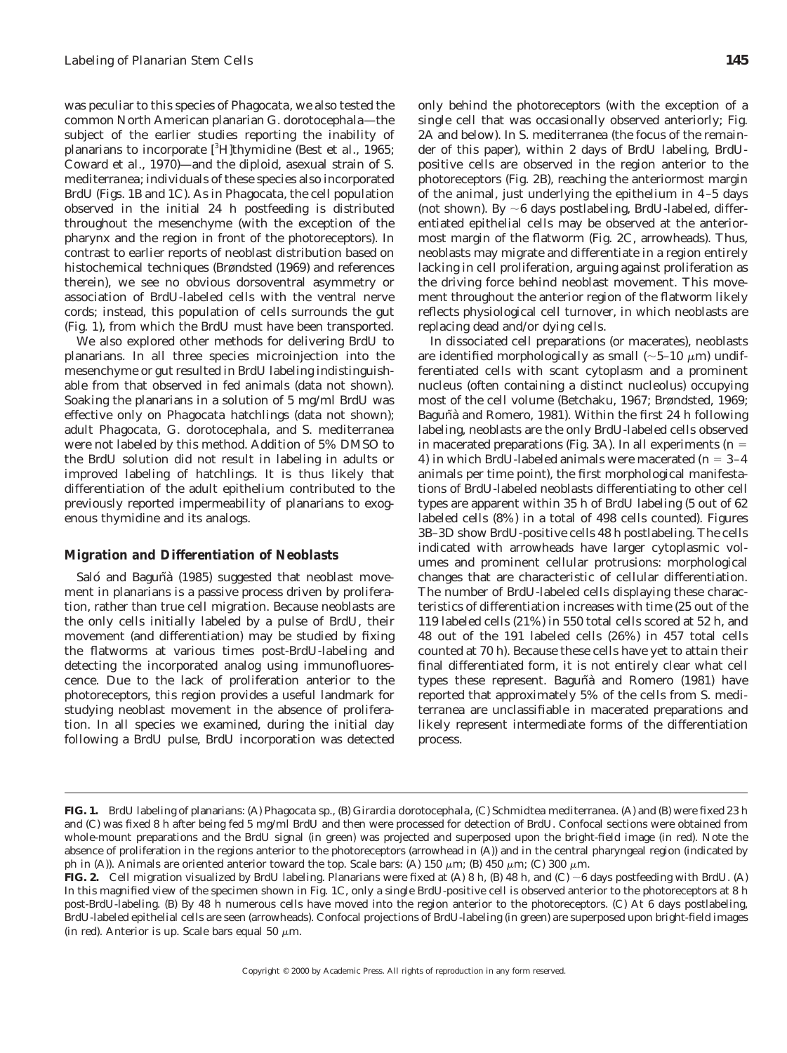was peculiar to this species of *Phagocata*, we also tested the common North American planarian *G. dorotocephala*—the subject of the earlier studies reporting the inability of planarians to incorporate [$^3$H]thymidine (Best *et al.*, 1965; Coward *et al.*, 1970)—and the diploid, asexual strain of *S. mediterranea*; individuals of these species also incorporated BrdU (Figs. 1B and 1C). As in *Phagocata*, the cell population observed in the initial 24 h postfeeding is distributed throughout the mesenchyme (with the exception of the pharynx and the region in front of the photoreceptors). In contrast to earlier reports of neoblast distribution based on histochemical techniques (Brøndsted (1969) and references therein), we see no obvious dorsoventral asymmetry or association of BrdU-labeled cells with the ventral nerve cords; instead, this population of cells surrounds the gut (Fig. 1), from which the BrdU must have been transported.

We also explored other methods for delivering BrdU to planarians. In all three species microinjection into the mesenchyme or gut resulted in BrdU labeling indistinguishable from that observed in fed animals (data not shown). Soaking the planarians in a solution of 5 mg/ml BrdU was effective only on *Phagocata* hatchlings (data not shown); adult *Phagocata*, *G. dorotocephala*, and *S. mediterranea* were not labeled by this method. Addition of 5% DMSO to the BrdU solution did not result in labeling in adults or improved labeling of hatchlings. It is thus likely that differentiation of the adult epithelium contributed to the previously reported impermeability of planarians to exogenous thymidine and its analogs.

### Migration and Differentiation of Neoblasts

Saló and Baguñà (1985) suggested that neoblast movement in planarians is a passive process driven by proliferation, rather than true cell migration. Because neoblasts are the only cells initially labeled by a pulse of BrdU, their movement (and differentiation) may be studied by fixing the flatworms at various times post-BrdU-labeling and detecting the incorporated analog using immunofluorescence. Due to the lack of proliferation anterior to the photoreceptors, this region provides a useful landmark for studying neoblast movement in the absence of proliferation. In all species we examined, during the initial day following a BrdU pulse, BrdU incorporation was detected only behind the photoreceptors (with the exception of a single cell that was occasionally observed anteriorly; Fig. 2A and below). In *S. mediterranea* (the focus of the remainder of this paper), within 2 days of BrdU labeling, BrdU-positive cells are observed in the region anterior to the photoreceptors (Fig. 2B), reaching the anteriormost margin of the animal, just underlying the epithelium in 4–5 days (not shown). By ~6 days postlabeling, BrdU-labeled, differentiated epithelial cells may be observed at the anteriormost margin of the flatworm (Fig. 2C, arrowheads). Thus, neoblasts may migrate and differentiate in a region entirely lacking in cell proliferation, arguing against proliferation as the driving force behind neoblast movement. This movement throughout the anterior region of the flatworm likely reflects physiological cell turnover, in which neoblasts are replacing dead and/or dying cells.

In dissociated cell preparations (or macerates), neoblasts are identified morphologically as small (~5–10 μm) undifferentiated cells with scant cytoplasm and a prominent nucleus (often containing a distinct nucleolus) occupying most of the cell volume (Betchaku, 1967; Brøndsted, 1969; Baguñà and Romero, 1981). Within the first 24 h following labeling, neoblasts are the only BrdU-labeled cells observed in macerated preparations (Fig. 3A). In all experiments ($n = 4$) in which BrdU-labeled animals were macerated ($n = 3$–$4$ animals per time point), the first morphological manifestations of BrdU-labeled neoblasts differentiating to other cell types are apparent within 35 h of BrdU labeling (5 out of 62 labeled cells (8%) in a total of 498 cells counted). Figures 3B–3D show BrdU-positive cells 48 h postlabeling. The cells indicated with arrowheads have larger cytoplasmic volumes and prominent cellular protrusions: morphological changes that are characteristic of cellular differentiation. The number of BrdU-labeled cells displaying these characteristics of differentiation increases with time (25 out of the 119 labeled cells (21%) in 550 total cells scored at 52 h, and 48 out of the 191 labeled cells (26%) in 457 total cells counted at 70 h). Because these cells have yet to attain their final differentiated form, it is not entirely clear what cell types these represent. Baguñà and Romero (1981) have reported that approximately 5% of the cells from *S. mediterranea* are unclassifiable in macerated preparations and likely represent intermediate forms of the differentiation process.

**FIG. 1.** BrdU labeling of planarians: (A) *Phagocata* sp., (B) *Girardia dorotocephala*, (C) *Schmidtea mediterranea*. (A) and (B) were fixed 23 h and (C) was fixed 8 h after being fed 5 mg/ml BrdU and then were processed for detection of BrdU. Confocal sections were obtained from whole-mount preparations and the BrdU signal (in green) was projected and superposed upon the bright-field image (in red). Note the absence of proliferation in the regions anterior to the photoreceptors (arrowhead in (A)) and in the central pharyngeal region (indicated by ph in (A)). Animals are oriented anterior toward the top. Scale bars: (A) 150 μm; (B) 450 μm; (C) 300 μm.

**FIG. 2.** Cell migration visualized by BrdU labeling. Planarians were fixed at (A) 8 h, (B) 48 h, and (C) ~6 days postfeeding with BrdU. (A) In this magnified view of the specimen shown in Fig. 1C, only a single BrdU-positive cell is observed anterior to the photoreceptors at 8 h post-BrdU-labeling. (B) By 48 h numerous cells have moved into the region anterior to the photoreceptors. (C) At 6 days postlabeling, BrdU-labeled epithelial cells are seen (arrowheads). Confocal projections of BrdU-labeling (in green) are superposed upon bright-field images (in red). Anterior is up. Scale bars equal 50 μm.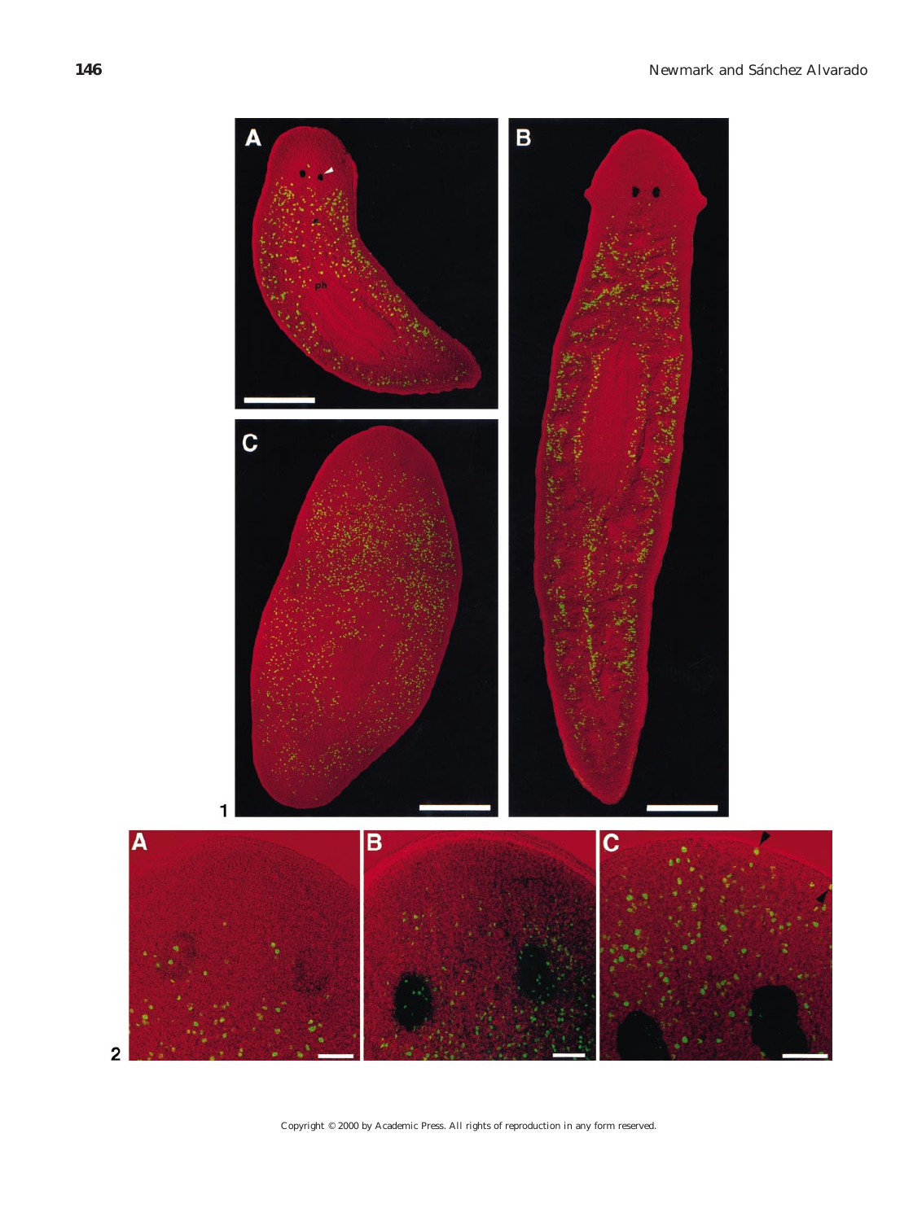Copyright © 2000 by Academic Press. All rights of reproduction in any form reserved.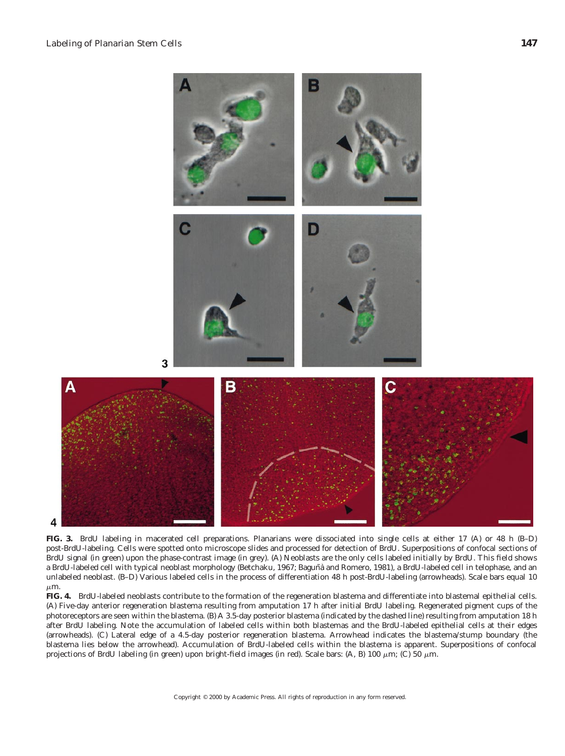**FIG. 3.** BrdU labeling in macerated cell preparations. Planarians were dissociated into single cells at either 17 (A) or 48 h (B–D) post-BrdU-labeling. Cells were spotted onto microscope slides and processed for detection of BrdU. Superpositions of confocal sections of BrdU signal (in green) upon the phase-contrast image (in grey). (A) Neoblasts are the only cells labeled initially by BrdU. This field shows a BrdU-labeled cell with typical neoblast morphology (Betchaku, 1967; Baguñà and Romero, 1981), a BrdU-labeled cell in telophase, and an unlabeled neoblast. (B–D) Various labeled cells in the process of differentiation 48 h post-BrdU-labeling (arrowheads). Scale bars equal 10 $\mu$m.

**FIG. 4.** BrdU-labeled neoblasts contribute to the formation of the regeneration blastema and differentiate into blastemal epithelial cells. (A) Five-day anterior regeneration blastema resulting from amputation 17 h after initial BrdU labeling. Regenerated pigment cups of the photoreceptors are seen within the blastema. (B) A 3.5-day posterior blastema (indicated by the dashed line) resulting from amputation 18 h after BrdU labeling. Note the accumulation of labeled cells within both blastemas and the BrdU-labeled epithelial cells at their edges (arrowheads). (C) Lateral edge of a 4.5-day posterior regeneration blastema. Arrowhead indicates the blastema/stump boundary (the blastema lies below the arrowhead). Accumulation of BrdU-labeled cells within the blastema is apparent. Superpositions of confocal projections of BrdU labeling (in green) upon bright-field images (in red). Scale bars: (A, B) 100 $\mu$m; (C) 50 $\mu$m.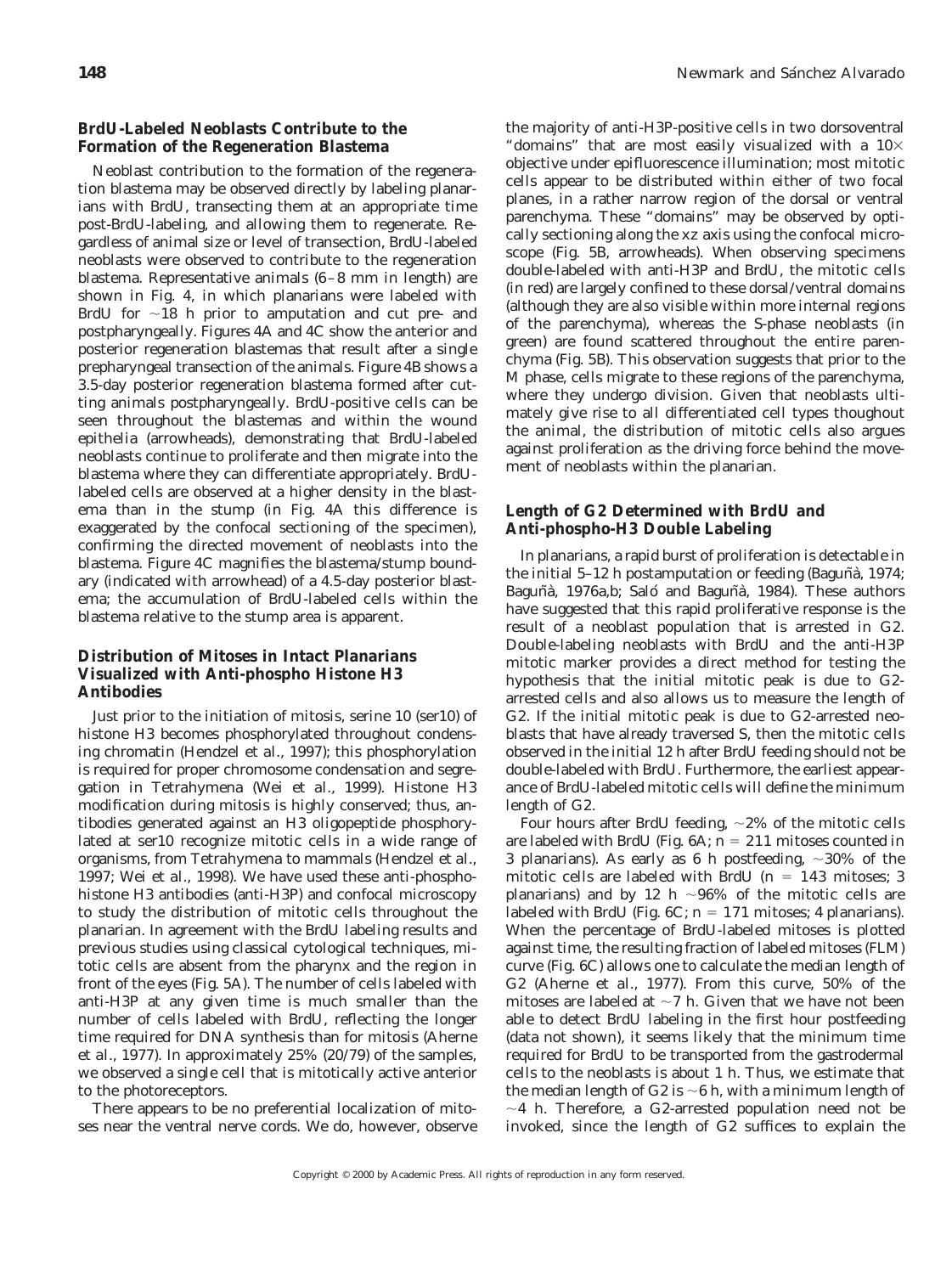### BrdU-Labeled Neoblasts Contribute to the Formation of the Regeneration Blastema

Neoblast contribution to the formation of the regeneration blastema may be observed directly by labeling planarians with BrdU, transecting them at an appropriate time post-BrdU-labeling, and allowing them to regenerate. Regardless of animal size or level of transection, BrdU-labeled neoblasts were observed to contribute to the regeneration blastema. Representative animals (6–8 mm in length) are shown in Fig. 4, in which planarians were labeled with BrdU for ~18 h prior to amputation and cut pre- and postpharyngeally. Figures 4A and 4C show the anterior and posterior regeneration blastemas that result after a single prepharyngeal transection of the animals. Figure 4B shows a 3.5-day posterior regeneration blastema formed after cutting animals postpharyngeally. BrdU-positive cells can be seen throughout the blastemas and within the wound epithelia (arrowheads), demonstrating that BrdU-labeled neoblasts continue to proliferate and then migrate into the blastema where they can differentiate appropriately. BrdU-labeled cells are observed at a higher density in the blastema than in the stump (in Fig. 4A this difference is exaggerated by the confocal sectioning of the specimen), confirming the directed movement of neoblasts into the blastema. Figure 4C magnifies the blastema/stump boundary (indicated with arrowhead) of a 4.5-day posterior blastema; the accumulation of BrdU-labeled cells within the blastema relative to the stump area is apparent.

### Distribution of Mitoses in Intact Planarians Visualized with Anti-phospho Histone H3 Antibodies

Just prior to the initiation of mitosis, serine 10 (ser10) of histone H3 becomes phosphorylated throughout condensing chromatin (Hendzel *et al.*, 1997); this phosphorylation is required for proper chromosome condensation and segregation in Tetrahymena (Wei *et al.*, 1999). Histone H3 modification during mitosis is highly conserved; thus, antibodies generated against an H3 oligopeptide phosphorylated at ser10 recognize mitotic cells in a wide range of organisms, from Tetrahymena to mammals (Hendzel *et al.*, 1997; Wei *et al.*, 1998). We have used these anti-phosphohistone H3 antibodies (anti-H3P) and confocal microscopy to study the distribution of mitotic cells throughout the planarian. In agreement with the BrdU labeling results and previous studies using classical cytological techniques, mitotic cells are absent from the pharynx and the region in front of the eyes (Fig. 5A). The number of cells labeled with anti-H3P at any given time is much smaller than the number of cells labeled with BrdU, reflecting the longer time required for DNA synthesis than for mitosis (Aherne *et al.*, 1977). In approximately 25% (20/79) of the samples, we observed a single cell that is mitotically active anterior to the photoreceptors.

There appears to be no preferential localization of mitoses near the ventral nerve cords. We do, however, observe the majority of anti-H3P-positive cells in two dorsoventral "domains" that are most easily visualized with a 10× objective under epifluorescence illumination; most mitotic cells appear to be distributed within either of two focal planes, in a rather narrow region of the dorsal or ventral parenchyma. These "domains" may be observed by optically sectioning along the xz axis using the confocal microscope (Fig. 5B, arrowheads). When observing specimens double-labeled with anti-H3P and BrdU, the mitotic cells (in red) are largely confined to these dorsal/ventral domains (although they are also visible within more internal regions of the parenchyma), whereas the S-phase neoblasts (in green) are found scattered throughout the entire parenchyma (Fig. 5B). This observation suggests that prior to the M phase, cells migrate to these regions of the parenchyma, where they undergo division. Given that neoblasts ultimately give rise to all differentiated cell types thoughout the animal, the distribution of mitotic cells also argues against proliferation as the driving force behind the movement of neoblasts within the planarian.

### Length of G2 Determined with BrdU and Anti-phospho-H3 Double Labeling

In planarians, a rapid burst of proliferation is detectable in the initial 5–12 h postamputation or feeding (Baguñà, 1974; Baguñà, 1976a,b; Saló and Baguñà, 1984). These authors have suggested that this rapid proliferative response is the result of a neoblast population that is arrested in G2. Double-labeling neoblasts with BrdU and the anti-H3P mitotic marker provides a direct method for testing the hypothesis that the initial mitotic peak is due to G2-arrested cells and also allows us to measure the length of G2. If the initial mitotic peak is due to G2-arrested neoblasts that have already traversed S, then the mitotic cells observed in the initial 12 h after BrdU feeding should not be double-labeled with BrdU. Furthermore, the earliest appearance of BrdU-labeled mitotic cells will define the minimum length of G2.

Four hours after BrdU feeding, ~2% of the mitotic cells are labeled with BrdU (Fig. 6A; $n = 211$ mitoses counted in 3 planarians). As early as 6 h postfeeding, ~30% of the mitotic cells are labeled with BrdU ($n = 143$ mitoses; 3 planarians) and by 12 h ~96% of the mitotic cells are labeled with BrdU (Fig. 6C; $n = 171$ mitoses; 4 planarians). When the percentage of BrdU-labeled mitoses is plotted against time, the resulting fraction of labeled mitoses (FLM) curve (Fig. 6C) allows one to calculate the median length of G2 (Aherne *et al.*, 1977). From this curve, 50% of the mitoses are labeled at ~7 h. Given that we have not been able to detect BrdU labeling in the first hour postfeeding (data not shown), it seems likely that the minimum time required for BrdU to be transported from the gastrodermal cells to the neoblasts is about 1 h. Thus, we estimate that the median length of G2 is ~6 h, with a minimum length of ~4 h. Therefore, a G2-arrested population need not be invoked, since the length of G2 suffices to explain the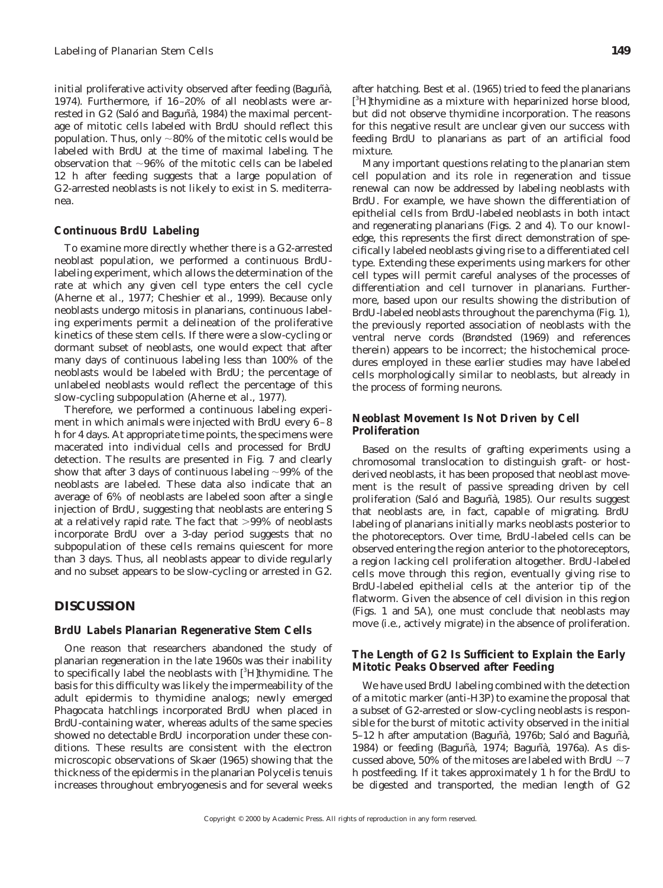initial proliferative activity observed after feeding (Baguñà, 1974). Furthermore, if 16–20% of all neoblasts were arrested in G2 (Saló and Baguñà, 1984) the maximal percentage of mitotic cells labeled with BrdU should reflect this population. Thus, only ~80% of the mitotic cells would be labeled with BrdU at the time of maximal labeling. The observation that ~96% of the mitotic cells can be labeled 12 h after feeding suggests that a large population of G2-arrested neoblasts is not likely to exist in *S. mediterranea*.

### Continuous BrdU Labeling

To examine more directly whether there is a G2-arrested neoblast population, we performed a continuous BrdU-labeling experiment, which allows the determination of the rate at which any given cell type enters the cell cycle (Aherne *et al.*, 1977; Cheshier *et al.*, 1999). Because only neoblasts undergo mitosis in planarians, continuous labeling experiments permit a delineation of the proliferative kinetics of these stem cells. If there were a slow-cycling or dormant subset of neoblasts, one would expect that after many days of continuous labeling less than 100% of the neoblasts would be labeled with BrdU; the percentage of unlabeled neoblasts would reflect the percentage of this slow-cycling subpopulation (Aherne *et al.*, 1977).

Therefore, we performed a continuous labeling experiment in which animals were injected with BrdU every 6–8 h for 4 days. At appropriate time points, the specimens were macerated into individual cells and processed for BrdU detection. The results are presented in Fig. 7 and clearly show that after 3 days of continuous labeling ~99% of the neoblasts are labeled. These data also indicate that an average of 6% of neoblasts are labeled soon after a single injection of BrdU, suggesting that neoblasts are entering S at a relatively rapid rate. The fact that >99% of neoblasts incorporate BrdU over a 3-day period suggests that no subpopulation of these cells remains quiescent for more than 3 days. Thus, all neoblasts appear to divide regularly and no subset appears to be slow-cycling or arrested in G2.

## DISCUSSION

### BrdU Labels Planarian Regenerative Stem Cells

One reason that researchers abandoned the study of planarian regeneration in the late 1960s was their inability to specifically label the neoblasts with [$^3$H]thymidine. The basis for this difficulty was likely the impermeability of the adult epidermis to thymidine analogs; newly emerged *Phagocata* hatchlings incorporated BrdU when placed in BrdU-containing water, whereas adults of the same species showed no detectable BrdU incorporation under these conditions. These results are consistent with the electron microscopic observations of Skaer (1965) showing that the thickness of the epidermis in the planarian *Polycelis tenuis* increases throughout embryogenesis and for several weeks after hatching. Best *et al.* (1965) tried to feed the planarians [$^3$H]thymidine as a mixture with heparinized horse blood, but did not observe thymidine incorporation. The reasons for this negative result are unclear given our success with feeding BrdU to planarians as part of an artificial food mixture.

Many important questions relating to the planarian stem cell population and its role in regeneration and tissue renewal can now be addressed by labeling neoblasts with BrdU. For example, we have shown the differentiation of epithelial cells from BrdU-labeled neoblasts in both intact and regenerating planarians (Figs. 2 and 4). To our knowledge, this represents the first direct demonstration of specifically labeled neoblasts giving rise to a differentiated cell type. Extending these experiments using markers for other cell types will permit careful analyses of the processes of differentiation and cell turnover in planarians. Furthermore, based upon our results showing the distribution of BrdU-labeled neoblasts throughout the parenchyma (Fig. 1), the previously reported association of neoblasts with the ventral nerve cords (Brøndsted (1969) and references therein) appears to be incorrect; the histochemical procedures employed in these earlier studies may have labeled cells morphologically similar to neoblasts, but already in the process of forming neurons.

### Neoblast Movement Is Not Driven by Cell Proliferation

Based on the results of grafting experiments using a chromosomal translocation to distinguish graft- or host-derived neoblasts, it has been proposed that neoblast movement is the result of passive spreading driven by cell proliferation (Saló and Baguñà, 1985). Our results suggest that neoblasts are, in fact, capable of migrating. BrdU labeling of planarians initially marks neoblasts posterior to the photoreceptors. Over time, BrdU-labeled cells can be observed entering the region anterior to the photoreceptors, a region lacking cell proliferation altogether. BrdU-labeled cells move through this region, eventually giving rise to BrdU-labeled epithelial cells at the anterior tip of the flatworm. Given the absence of cell division in this region (Figs. 1 and 5A), one must conclude that neoblasts may move (i.e., actively migrate) in the absence of proliferation.

### The Length of G2 Is Sufficient to Explain the Early Mitotic Peaks Observed after Feeding

We have used BrdU labeling combined with the detection of a mitotic marker (anti-H3P) to examine the proposal that a subset of G2-arrested or slow-cycling neoblasts is responsible for the burst of mitotic activity observed in the initial 5–12 h after amputation (Baguñà, 1976b; Saló and Baguñà, 1984) or feeding (Baguñà, 1974; Baguñà, 1976a). As discussed above, 50% of the mitoses are labeled with BrdU ~7 h postfeeding. If it takes approximately 1 h for the BrdU to be digested and transported, the median length of G2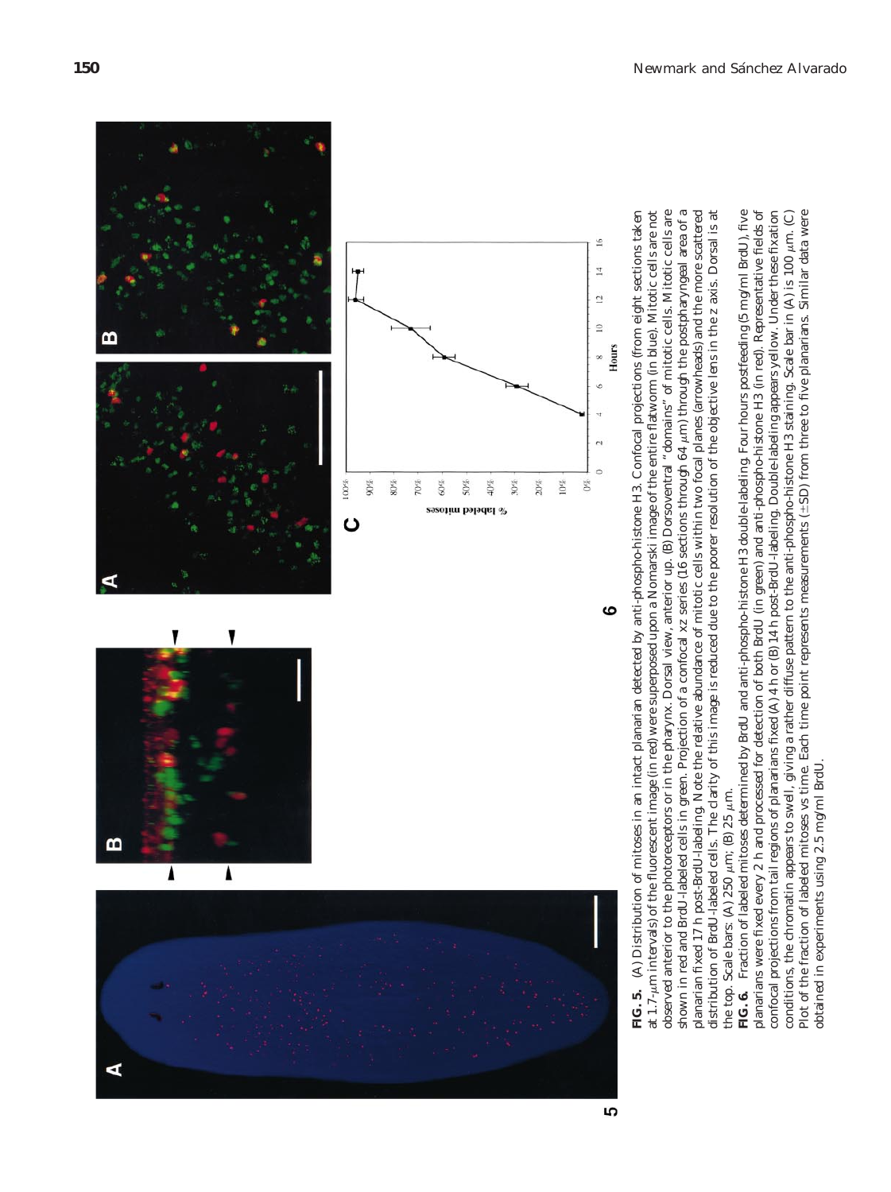**FIG. 5.** (A) Distribution of mitoses in an intact planarian detected by anti-phospho-histone H3. Confocal projections (from eight sections taken at 1.7-μm intervals) of the fluorescent image (in red) were superposed upon a Nomarski image of the entire flatworm (in blue). Mitotic cells are not observed anterior to the photoreceptors or in the pharynx. Dorsal view, anterior up. (B) Dorsoventral "domains" of mitotic cells. Mitotic cells are shown in red and BrdU-labeled cells in green. Projection of a confocal xz series (16 sections through 64 μm) through the postpharyngeal area of a planarian fixed 17 h post-BrdU-labeling. Note the relative abundance of mitotic cells within two focal planes (arrowheads) and the more scattered distribution of BrdU-labeled cells. The clarity of this image is reduced due to the poorer resolution of the objective lens in the z axis. Dorsal is at the top. Scale bars: (A) 250 μm; (B) 25 μm.

**FIG. 6.** Fraction of labeled mitoses determined by BrdU and anti-phospho-histone H3 double-labeling. Four hours postfeeding (5 mg/ml BrdU), five planarians were fixed every 2 h and processed for detection of both BrdU (in green) and anti-phospho-histone H3 (in red). Representative fields of confocal projections from tail regions of planarians fixed (A) 4 h or (B) 14 h post-BrdU-labeling. Double-labeling appears yellow. Under these fixation conditions, the chromatin appears to swell, giving a rather diffuse pattern to the anti-phospho-histone H3 staining. Scale bar in (A) is 100 μm. (C) Plot of the fraction of labeled mitoses vs time. Each time point represents measurements (±SD) from three to five planarians. Similar data were obtained in experiments using 2.5 mg/ml BrdU.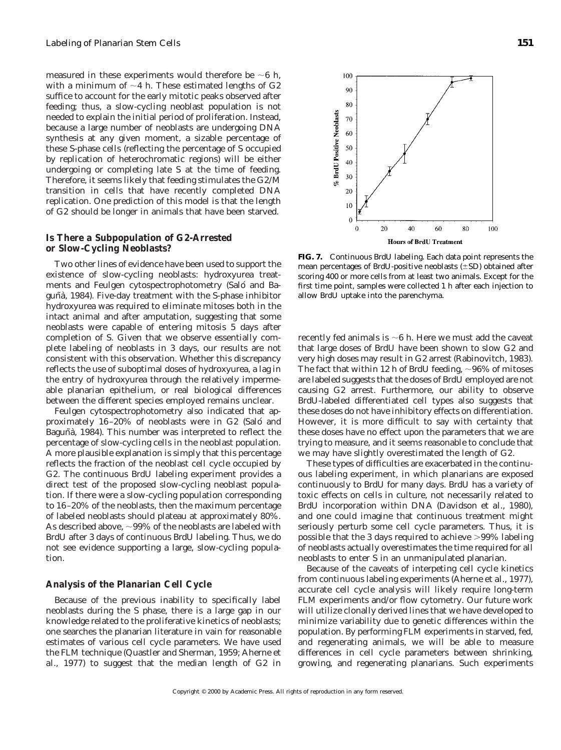measured in these experiments would therefore be ~6 h, with a minimum of ~4 h. These estimated lengths of G2 suffice to account for the early mitotic peaks observed after feeding; thus, a slow-cycling neoblast population is not needed to explain the initial period of proliferation. Instead, because a large number of neoblasts are undergoing DNA synthesis at any given moment, a sizable percentage of these S-phase cells (reflecting the percentage of S occupied by replication of heterochromatic regions) will be either undergoing or completing late S at the time of feeding. Therefore, it seems likely that feeding stimulates the G2/M transition in cells that have recently completed DNA replication. One prediction of this model is that the length of G2 should be longer in animals that have been starved.

### Is There a Subpopulation of G2-Arrested or Slow-Cycling Neoblasts?

Two other lines of evidence have been used to support the existence of slow-cycling neoblasts: hydroxyurea treatments and Feulgen cytospectrophotometry (Saló and Baguñà, 1984). Five-day treatment with the S-phase inhibitor hydroxyurea was required to eliminate mitoses both in the intact animal and after amputation, suggesting that some neoblasts were capable of entering mitosis 5 days after completion of S. Given that we observe essentially complete labeling of neoblasts in 3 days, our results are not consistent with this observation. Whether this discrepancy reflects the use of suboptimal doses of hydroxyurea, a lag in the entry of hydroxyurea through the relatively impermeable planarian epithelium, or real biological differences between the different species employed remains unclear.

Feulgen cytospectrophotometry also indicated that approximately 16–20% of neoblasts were in G2 (Saló and Baguñà, 1984). This number was interpreted to reflect the percentage of slow-cycling cells in the neoblast population. A more plausible explanation is simply that this percentage reflects the fraction of the neoblast cell cycle occupied by G2. The continuous BrdU labeling experiment provides a direct test of the proposed slow-cycling neoblast population. If there were a slow-cycling population corresponding to 16–20% of the neoblasts, then the maximum percentage of labeled neoblasts should plateau at approximately 80%. As described above, ~99% of the neoblasts are labeled with BrdU after 3 days of continuous BrdU labeling. Thus, we do not see evidence supporting a large, slow-cycling population.

### Analysis of the Planarian Cell Cycle

Because of the previous inability to specifically label neoblasts during the S phase, there is a large gap in our knowledge related to the proliferative kinetics of neoblasts; one searches the planarian literature in vain for reasonable estimates of various cell cycle parameters. We have used the FLM technique (Quastler and Sherman, 1959; Aherne et al., 1977) to suggest that the median length of G2 in recently fed animals is ~6 h. Here we must add the caveat that large doses of BrdU have been shown to slow G2 and very high doses may result in G2 arrest (Rabinovitch, 1983). The fact that within 12 h of BrdU feeding, ~96% of mitoses are labeled suggests that the doses of BrdU employed are not causing G2 arrest. Furthermore, our ability to observe BrdU-labeled differentiated cell types also suggests that these doses do not have inhibitory effects on differentiation. However, it is more difficult to say with certainty that these doses have no effect upon the parameters that we are trying to measure, and it seems reasonable to conclude that we may have slightly overestimated the length of G2.

**FIG. 7.** Continuous BrdU labeling. Each data point represents the mean percentages of BrdU-positive neoblasts (±SD) obtained after scoring 400 or more cells from at least two animals. Except for the first time point, samples were collected 1 h after each injection to allow BrdU uptake into the parenchyma.

These types of difficulties are exacerbated in the continuous labeling experiment, in which planarians are exposed continuously to BrdU for many days. BrdU has a variety of toxic effects on cells in culture, not necessarily related to BrdU incorporation within DNA (Davidson et al., 1980), and one could imagine that continuous treatment might seriously perturb some cell cycle parameters. Thus, it is possible that the 3 days required to achieve >99% labeling of neoblasts actually overestimates the time required for all neoblasts to enter S in an unmanipulated planarian.

Because of the caveats of interpeting cell cycle kinetics from continuous labeling experiments (Aherne et al., 1977), accurate cell cycle analysis will likely require long-term FLM experiments and/or flow cytometry. Our future work will utilize clonally derived lines that we have developed to minimize variability due to genetic differences within the population. By performing FLM experiments in starved, fed, and regenerating animals, we will be able to measure differences in cell cycle parameters between shrinking, growing, and regenerating planarians. Such experiments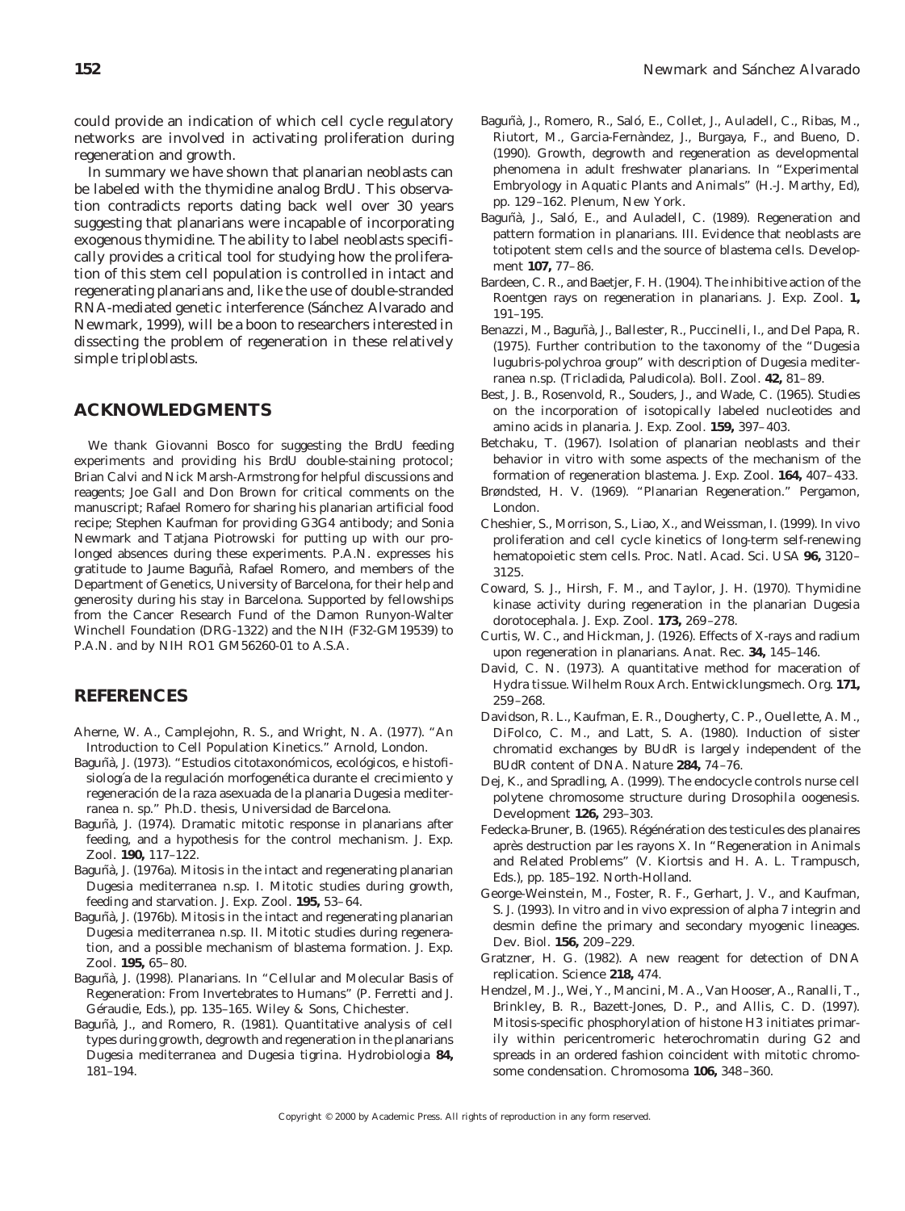could provide an indication of which cell cycle regulatory networks are involved in activating proliferation during regeneration and growth.

In summary we have shown that planarian neoblasts can be labeled with the thymidine analog BrdU. This observation contradicts reports dating back well over 30 years suggesting that planarians were incapable of incorporating exogenous thymidine. The ability to label neoblasts specifically provides a critical tool for studying how the proliferation of this stem cell population is controlled in intact and regenerating planarians and, like the use of double-stranded RNA-mediated genetic interference (Sánchez Alvarado and Newmark, 1999), will be a boon to researchers interested in dissecting the problem of regeneration in these relatively simple triploblasts.

## ACKNOWLEDGMENTS

We thank Giovanni Bosco for suggesting the BrdU feeding experiments and providing his BrdU double-staining protocol; Brian Calvi and Nick Marsh-Armstrong for helpful discussions and reagents; Joe Gall and Don Brown for critical comments on the manuscript; Rafael Romero for sharing his planarian artificial food recipe; Stephen Kaufman for providing G3G4 antibody; and Sonia Newmark and Tatjana Piotrowski for putting up with our prolonged absences during these experiments. P.A.N. expresses his gratitude to Jaume Baguñà, Rafael Romero, and members of the Department of Genetics, University of Barcelona, for their help and generosity during his stay in Barcelona. Supported by fellowships from the Cancer Research Fund of the Damon Runyon-Walter Winchell Foundation (DRG-1322) and the NIH (F32-GM19539) to P.A.N. and by NIH RO1 GM56260-01 to A.S.A.

## REFERENCES

Aherne, W. A., Camplejohn, R. S., and Wright, N. A. (1977). "An Introduction to Cell Population Kinetics." Arnold, London.

Baguñà, J. (1973). "Estudios citotaxonómicos, ecológicos, e histofisiología de la regulación morfogenética durante el crecimiento y regeneración de la raza asexuada de la planaria *Dugesia mediterranea* n. sp." Ph.D. thesis, Universidad de Barcelona.

Baguñà, J. (1974). Dramatic mitotic response in planarians after feeding, and a hypothesis for the control mechanism. *J. Exp. Zool.* **190,** 117–122.

Baguñà, J. (1976a). Mitosis in the intact and regenerating planarian *Dugesia mediterranea* n.sp. I. Mitotic studies during growth, feeding and starvation. *J. Exp. Zool.* **195,** 53–64.

Baguñà, J. (1976b). Mitosis in the intact and regenerating planarian *Dugesia mediterranea* n.sp. II. Mitotic studies during regeneration, and a possible mechanism of blastema formation. *J. Exp. Zool.* **195,** 65–80.

Baguñà, J. (1998). Planarians. In "Cellular and Molecular Basis of Regeneration: From Invertebrates to Humans" (P. Ferretti and J. Géraudie, Eds.), pp. 135–165. Wiley & Sons, Chichester.

Baguñà, J., and Romero, R. (1981). Quantitative analysis of cell types during growth, degrowth and regeneration in the planarians *Dugesia mediterranea* and *Dugesia tigrina*. *Hydrobiologia* **84,** 181–194.

Baguñà, J., Romero, R., Saló, E., Collet, J., Auladell, C., Ribas, M., Riutort, M., Garcia-Fernàndez, J., Burgaya, F., and Bueno, D. (1990). Growth, degrowth and regeneration as developmental phenomena in adult freshwater planarians. In "Experimental Embryology in Aquatic Plants and Animals" (H.-J. Marthy, Ed), pp. 129–162. Plenum, New York.

Baguñà, J., Saló, E., and Auladell, C. (1989). Regeneration and pattern formation in planarians. III. Evidence that neoblasts are totipotent stem cells and the source of blastema cells. *Development* **107,** 77–86.

Bardeen, C. R., and Baetjer, F. H. (1904). The inhibitive action of the Roentgen rays on regeneration in planarians. *J. Exp. Zool.* **1,** 191–195.

Benazzi, M., Baguñà, J., Ballester, R., Puccinelli, I., and Del Papa, R. (1975). Further contribution to the taxonomy of the "*Dugesia lugubris-polychroa* group" with description of *Dugesia mediterranea* n.sp. (Tricladida, Paludicola). *Boll. Zool.* **42,** 81–89.

Best, J. B., Rosenvold, R., Souders, J., and Wade, C. (1965). Studies on the incorporation of isotopically labeled nucleotides and amino acids in planaria. *J. Exp. Zool.* **159,** 397–403.

Betchaku, T. (1967). Isolation of planarian neoblasts and their behavior in vitro with some aspects of the mechanism of the formation of regeneration blastema. *J. Exp. Zool.* **164,** 407–433.

Brøndsted, H. V. (1969). "Planarian Regeneration." Pergamon, London.

Cheshier, S., Morrison, S., Liao, X., and Weissman, I. (1999). In vivo proliferation and cell cycle kinetics of long-term self-renewing hematopoietic stem cells. *Proc. Natl. Acad. Sci. USA* **96,** 3120–3125.

Coward, S. J., Hirsh, F. M., and Taylor, J. H. (1970). Thymidine kinase activity during regeneration in the planarian *Dugesia dorotocephala*. *J. Exp. Zool.* **173,** 269–278.

Curtis, W. C., and Hickman, J. (1926). Effects of X-rays and radium upon regeneration in planarians. *Anat. Rec.* **34,** 145–146.

David, C. N. (1973). A quantitative method for maceration of Hydra tissue. *Wilhelm Roux Arch. Entwicklungsmech. Org.* **171,** 259–268.

Davidson, R. L., Kaufman, E. R., Dougherty, C. P., Ouellette, A. M., DiFolco, C. M., and Latt, S. A. (1980). Induction of sister chromatid exchanges by BUdR is largely independent of the BUdR content of DNA. *Nature* **284,** 74–76.

Dej, K., and Spradling, A. (1999). The endocycle controls nurse cell polytene chromosome structure during *Drosophila* oogenesis. *Development* **126,** 293–303.

Fedecka-Bruner, B. (1965). Régénération des testicules des planaires après destruction par les rayons X. In "Regeneration in Animals and Related Problems" (V. Kiortsis and H. A. L. Trampusch, Eds.), pp. 185–192. North-Holland.

George-Weinstein, M., Foster, R. F., Gerhart, J. V., and Kaufman, S. J. (1993). In vitro and in vivo expression of alpha 7 integrin and desmin define the primary and secondary myogenic lineages. *Dev. Biol.* **156,** 209–229.

Gratzner, H. G. (1982). A new reagent for detection of DNA replication. *Science* **218,** 474.

Hendzel, M. J., Wei, Y., Mancini, M. A., Van Hooser, A., Ranalli, T., Brinkley, B. R., Bazett-Jones, D. P., and Allis, C. D. (1997). Mitosis-specific phosphorylation of histone H3 initiates primarily within pericentromeric heterochromatin during G2 and spreads in an ordered fashion coincident with mitotic chromosome condensation. *Chromosoma* **106,** 348–360.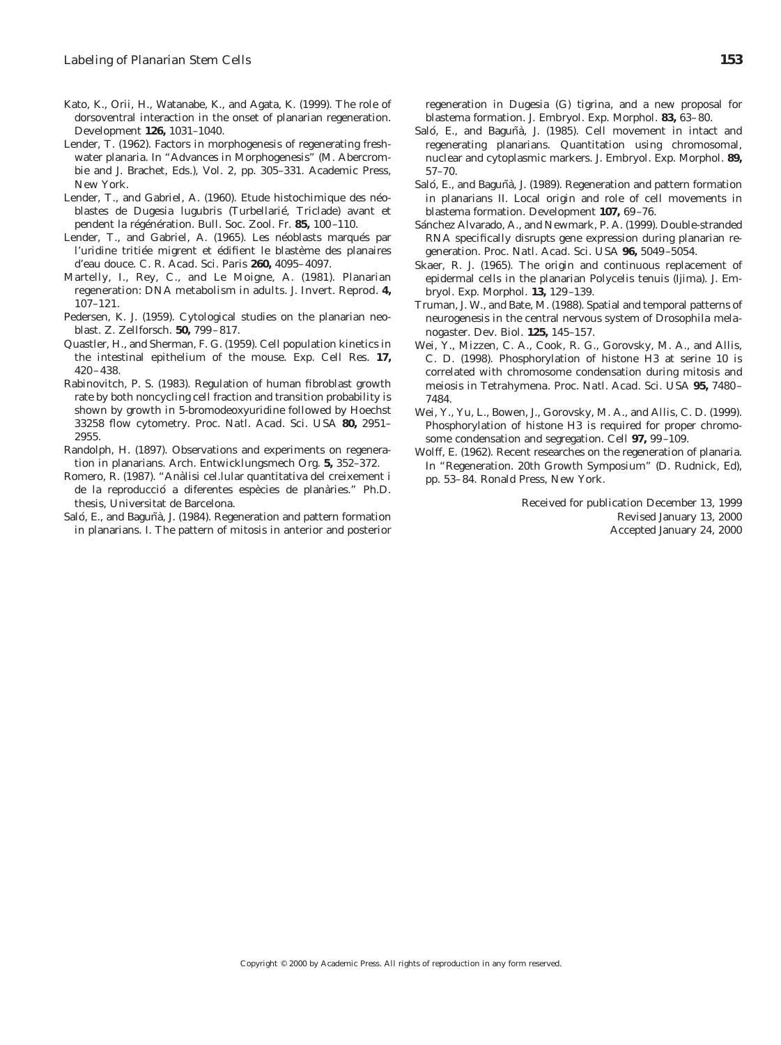Kato, K., Orii, H., Watanabe, K., and Agata, K. (1999). The role of dorsoventral interaction in the onset of planarian regeneration. Development **126,** 1031–1040.

Lender, T. (1962). Factors in morphogenesis of regenerating freshwater planaria. In "Advances in Morphogenesis" (M. Abercrombie and J. Brachet, Eds.), Vol. 2, pp. 305–331. Academic Press, New York.

Lender, T., and Gabriel, A. (1960). Etude histochimique des néoblastes de *Dugesia lugubris* (Turbellarié, Triclade) avant et pendent la régénération. *Bull. Soc. Zool. Fr.* **85,** 100–110.

Lender, T., and Gabriel, A. (1965). Les néoblasts marqués par l'uridine tritiée migrent et édifient le blastème des planaires d'eau douce. *C. R. Acad. Sci. Paris* **260,** 4095–4097.

Martelly, I., Rey, C., and Le Moigne, A. (1981). Planarian regeneration: DNA metabolism in adults. *J. Invert. Reprod.* **4,** 107–121.

Pedersen, K. J. (1959). Cytological studies on the planarian neoblast. *Z. Zellforsch.* **50,** 799–817.

Quastler, H., and Sherman, F. G. (1959). Cell population kinetics in the intestinal epithelium of the mouse. *Exp. Cell Res.* **17,** 420–438.

Rabinovitch, P. S. (1983). Regulation of human fibroblast growth rate by both noncycling cell fraction and transition probability is shown by growth in 5-bromodeoxyuridine followed by Hoechst 33258 flow cytometry. *Proc. Natl. Acad. Sci. USA* **80,** 2951–2955.

Randolph, H. (1897). Observations and experiments on regeneration in planarians. *Arch. Entwicklungsmech Org.* **5,** 352–372.

Romero, R. (1987). "Anàlisi cel.lular quantitativa del creixement i de la reproducció a diferentes espècies de planàries." Ph.D. thesis, Universitat de Barcelona.

Saló, E., and Baguñà, J. (1984). Regeneration and pattern formation in planarians. I. The pattern of mitosis in anterior and posterior regeneration in *Dugesia* (G) *tigrina,* and a new proposal for blastema formation. *J. Embryol. Exp. Morphol.* **83,** 63–80.

Saló, E., and Baguñà, J. (1985). Cell movement in intact and regenerating planarians. Quantitation using chromosomal, nuclear and cytoplasmic markers. *J. Embryol. Exp. Morphol.* **89,** 57–70.

Saló, E., and Baguñà, J. (1989). Regeneration and pattern formation in planarians II. Local origin and role of cell movements in blastema formation. *Development* **107,** 69–76.

Sánchez Alvarado, A., and Newmark, P. A. (1999). Double-stranded RNA specifically disrupts gene expression during planarian regeneration. *Proc. Natl. Acad. Sci. USA* **96,** 5049–5054.

Skaer, R. J. (1965). The origin and continuous replacement of epidermal cells in the planarian *Polycelis tenuis* (Ijima). *J. Embryol. Exp. Morphol.* **13,** 129–139.

Truman, J. W., and Bate, M. (1988). Spatial and temporal patterns of neurogenesis in the central nervous system of *Drosophila melanogaster. Dev. Biol.* **125,** 145–157.

Wei, Y., Mizzen, C. A., Cook, R. G., Gorovsky, M. A., and Allis, C. D. (1998). Phosphorylation of histone H3 at serine 10 is correlated with chromosome condensation during mitosis and meiosis in *Tetrahymena. Proc. Natl. Acad. Sci. USA* **95,** 7480–7484.

Wei, Y., Yu, L., Bowen, J., Gorovsky, M. A., and Allis, C. D. (1999). Phosphorylation of histone H3 is required for proper chromosome condensation and segregation. *Cell* **97,** 99–109.

Wolff, E. (1962). Recent researches on the regeneration of planaria. In "Regeneration. 20th Growth Symposium" (D. Rudnick, Ed), pp. 53–84. Ronald Press, New York.

Received for publication December 13, 1999
Revised January 13, 2000
Accepted January 24, 2000

Copyright © 2000 by Academic Press. All rights of reproduction in any form reserved.